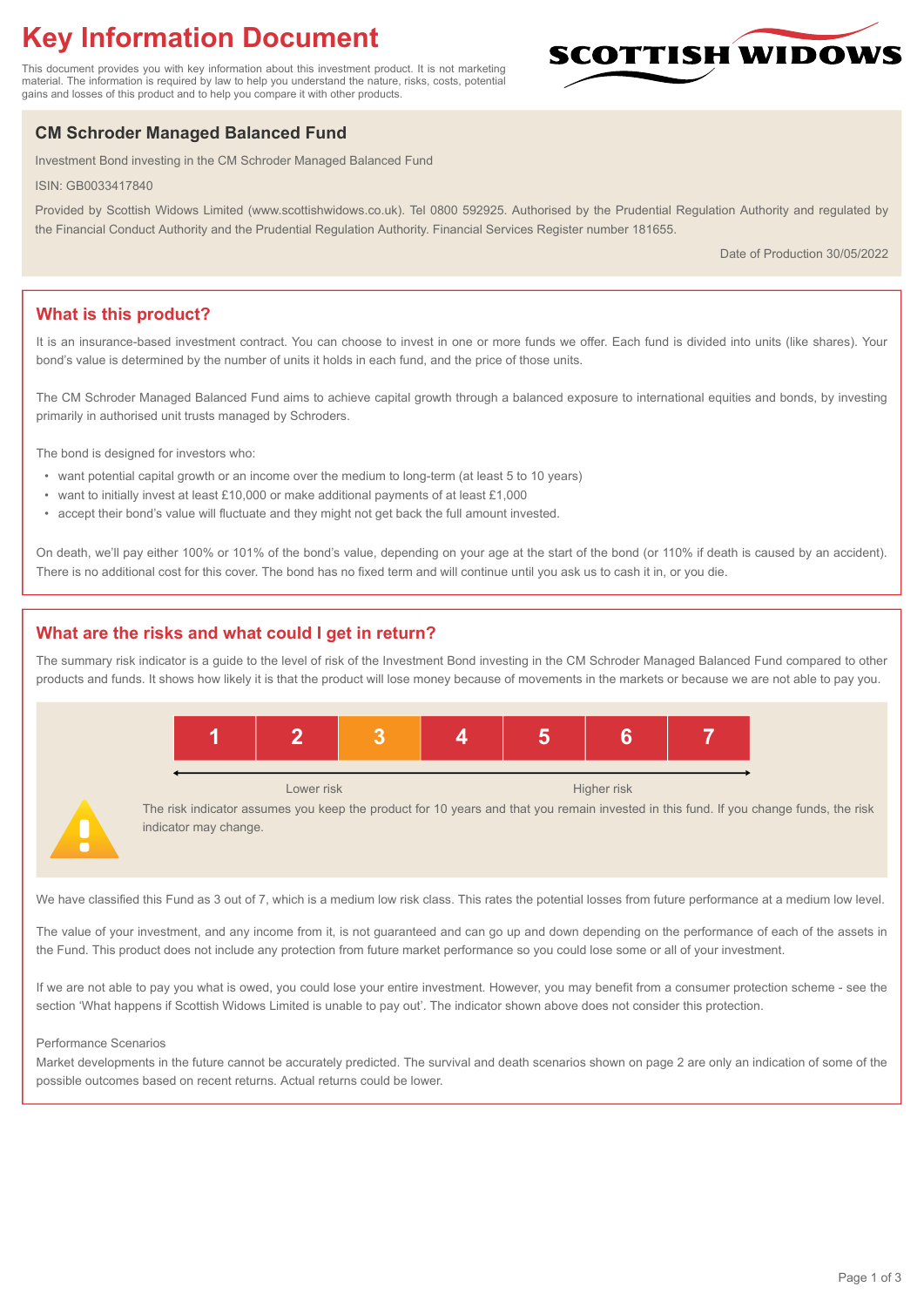# Key Information Document

This document provides you with key information about this investment product. It is not marketing material. The information is required by law to help you understand the nature, risks, costs, potential gains and losses of this product and to help you compare it with other products.

SCOTTISH WIDOWS

## CM Schroder Managed Balanced Fund

Investment Bond investing in the CM Schroder Managed Balanced Fund

ISIN: GB0033417840

Provided by Scottish Widows Limited (www.scottishwidows.co.uk). Tel 0800 592925. Authorised by the Prudential Regulation Authority and regulated by the Financial Conduct Authority and the Prudential Regulation Authority. Financial Services Register number 181655.

Date of Production 30/05/2022

## What is this product?

It is an insurance-based investment contract. You can choose to invest in one or more funds we offer. Each fund is divided into units (like shares). Your bond's value is determined by the number of units it holds in each fund, and the price of those units.

The CM Schroder Managed Balanced Fund aims to achieve capital growth through a balanced exposure to international equities and bonds, by investing primarily in authorised unit trusts managed by Schroders.

The bond is designed for investors who:

- want potential capital growth or an income over the medium to long-term (at least 5 to 10 years)
- want to initially invest at least £10,000 or make additional payments of at least £1,000
- accept their bond's value will fluctuate and they might not get back the full amount invested.

On death, we'll pay either 100% or 101% of the bond's value, depending on your age at the start of the bond (or 110% if death is caused by an accident). There is no additional cost for this cover. The bond has no fixed term and will continue until you ask us to cash it in, or you die.

## What are the risks and what could I get in return?

The summary risk indicator is a guide to the level of risk of the Investment Bond investing in the CM Schroder Managed Balanced Fund compared to other products and funds. It shows how likely it is that the product will lose money because of movements in the markets or because we are not able to pay you.

| 1 | 2 | **3** | 4 | 5 | 6 | 7 |
|---|---|---|---|---|---|---|

Lower risk ←→ Higher risk

The risk indicator assumes you keep the product for 10 years and that you remain invested in this fund. If you change funds, the risk indicator may change.

We have classified this Fund as 3 out of 7, which is a medium low risk class. This rates the potential losses from future performance at a medium low level.

The value of your investment, and any income from it, is not guaranteed and can go up and down depending on the performance of each of the assets in the Fund. This product does not include any protection from future market performance so you could lose some or all of your investment.

If we are not able to pay you what is owed, you could lose your entire investment. However, you may benefit from a consumer protection scheme - see the section 'What happens if Scottish Widows Limited is unable to pay out'. The indicator shown above does not consider this protection.

Performance Scenarios

Market developments in the future cannot be accurately predicted. The survival and death scenarios shown on page 2 are only an indication of some of the possible outcomes based on recent returns. Actual returns could be lower.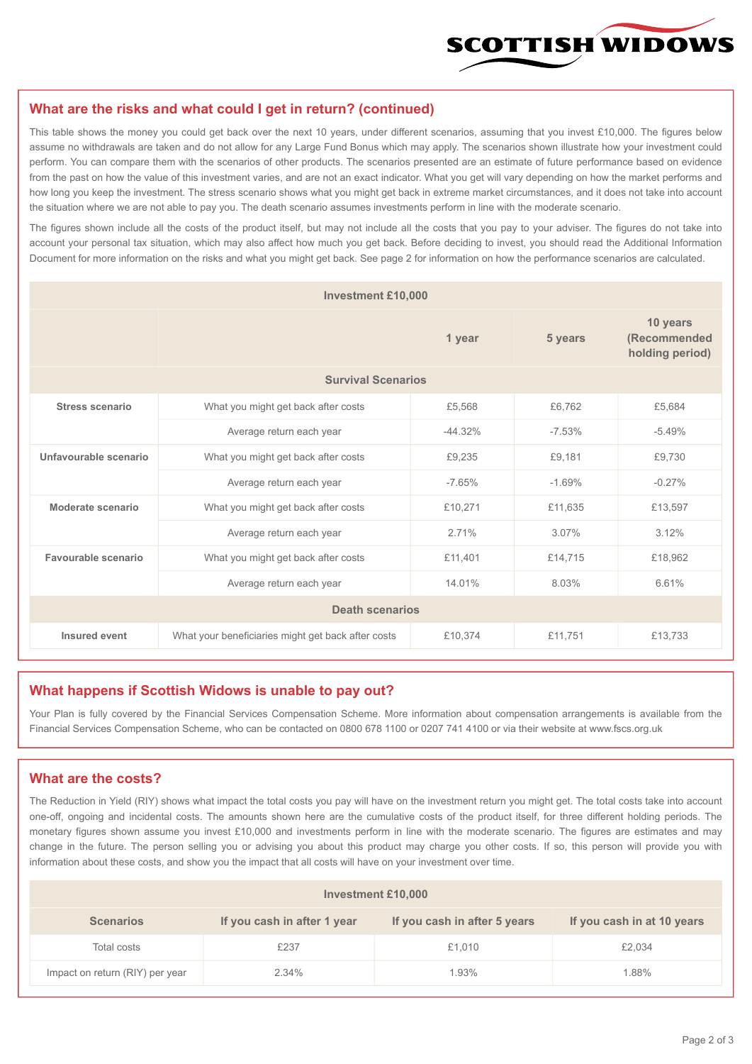## What are the risks and what could I get in return? (continued)

This table shows the money you could get back over the next 10 years, under different scenarios, assuming that you invest £10,000. The figures below assume no withdrawals are taken and do not allow for any Large Fund Bonus which may apply. The scenarios shown illustrate how your investment could perform. You can compare them with the scenarios of other products. The scenarios presented are an estimate of future performance based on evidence from the past on how the value of this investment varies, and are not an exact indicator. What you get will vary depending on how the market performs and how long you keep the investment. The stress scenario shows what you might get back in extreme market circumstances, and it does not take into account the situation where we are not able to pay you. The death scenario assumes investments perform in line with the moderate scenario.

The figures shown include all the costs of the product itself, but may not include all the costs that you pay to your adviser. The figures do not take into account your personal tax situation, which may also affect how much you get back. Before deciding to invest, you should read the Additional Information Document for more information on the risks and what you might get back. See page 2 for information on how the performance scenarios are calculated.

| Investment £10,000 | | | | |
|---|---|---|---|---|
| | | 1 year | 5 years | 10 years (Recommended holding period) |
| **Survival Scenarios** | | | | |
| **Stress scenario** | What you might get back after costs | £5,568 | £6,762 | £5,684 |
| | Average return each year | -44.32% | -7.53% | -5.49% |
| **Unfavourable scenario** | What you might get back after costs | £9,235 | £9,181 | £9,730 |
| | Average return each year | -7.65% | -1.69% | -0.27% |
| **Moderate scenario** | What you might get back after costs | £10,271 | £11,635 | £13,597 |
| | Average return each year | 2.71% | 3.07% | 3.12% |
| **Favourable scenario** | What you might get back after costs | £11,401 | £14,715 | £18,962 |
| | Average return each year | 14.01% | 8.03% | 6.61% |
| **Death scenarios** | | | | |
| **Insured event** | What your beneficiaries might get back after costs | £10,374 | £11,751 | £13,733 |

## What happens if Scottish Widows is unable to pay out?

Your Plan is fully covered by the Financial Services Compensation Scheme. More information about compensation arrangements is available from the Financial Services Compensation Scheme, who can be contacted on 0800 678 1100 or 0207 741 4100 or via their website at www.fscs.org.uk

## What are the costs?

The Reduction in Yield (RIY) shows what impact the total costs you pay will have on the investment return you might get. The total costs take into account one-off, ongoing and incidental costs. The amounts shown here are the cumulative costs of the product itself, for three different holding periods. The monetary figures shown assume you invest £10,000 and investments perform in line with the moderate scenario. The figures are estimates and may change in the future. The person selling you or advising you about this product may charge you other costs. If so, this person will provide you with information about these costs, and show you the impact that all costs will have on your investment over time.

| Investment £10,000 | | | |
|---|---|---|---|
| **Scenarios** | **If you cash in after 1 year** | **If you cash in after 5 years** | **If you cash in at 10 years** |
| Total costs | £237 | £1,010 | £2,034 |
| Impact on return (RIY) per year | 2.34% | 1.93% | 1.88% |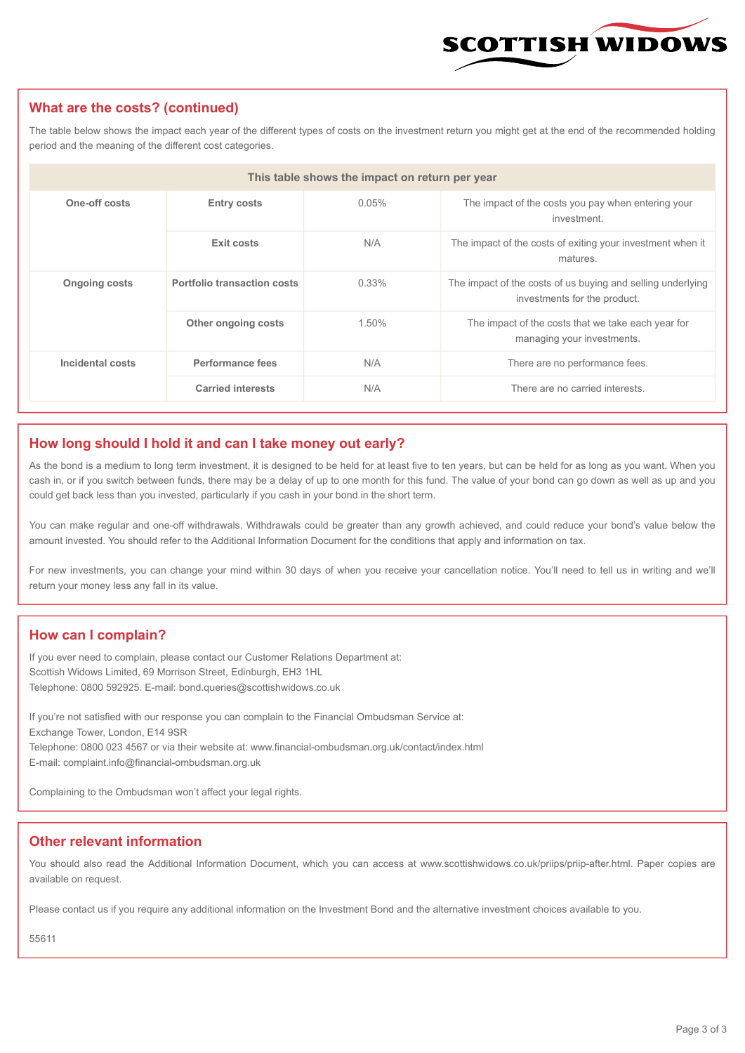## What are the costs? (continued)

The table below shows the impact each year of the different types of costs on the investment return you might get at the end of the recommended holding period and the meaning of the different cost categories.

| This table shows the impact on return per year | | | |
|---|---|---|---|
| **One-off costs** | **Entry costs** | 0.05% | The impact of the costs you pay when entering your investment. |
| | **Exit costs** | N/A | The impact of the costs of exiting your investment when it matures. |
| **Ongoing costs** | **Portfolio transaction costs** | 0.33% | The impact of the costs of us buying and selling underlying investments for the product. |
| | **Other ongoing costs** | 1.50% | The impact of the costs that we take each year for managing your investments. |
| **Incidental costs** | **Performance fees** | N/A | There are no performance fees. |
| | **Carried interests** | N/A | There are no carried interests. |

## How long should I hold it and can I take money out early?

As the bond is a medium to long term investment, it is designed to be held for at least five to ten years, but can be held for as long as you want. When you cash in, or if you switch between funds, there may be a delay of up to one month for this fund. The value of your bond can go down as well as up and you could get back less than you invested, particularly if you cash in your bond in the short term.

You can make regular and one-off withdrawals. Withdrawals could be greater than any growth achieved, and could reduce your bond's value below the amount invested. You should refer to the Additional Information Document for the conditions that apply and information on tax.

For new investments, you can change your mind within 30 days of when you receive your cancellation notice. You'll need to tell us in writing and we'll return your money less any fall in its value.

## How can I complain?

If you ever need to complain, please contact our Customer Relations Department at:
Scottish Widows Limited, 69 Morrison Street, Edinburgh, EH3 1HL
Telephone: 0800 592925. E-mail: bond.queries@scottishwidows.co.uk

If you're not satisfied with our response you can complain to the Financial Ombudsman Service at:
Exchange Tower, London, E14 9SR
Telephone: 0800 023 4567 or via their website at: www.financial-ombudsman.org.uk/contact/index.html
E-mail: complaint.info@financial-ombudsman.org.uk

Complaining to the Ombudsman won't affect your legal rights.

## Other relevant information

You should also read the Additional Information Document, which you can access at www.scottishwidows.co.uk/priips/priip-after.html. Paper copies are available on request.

Please contact us if you require any additional information on the Investment Bond and the alternative investment choices available to you.

55611